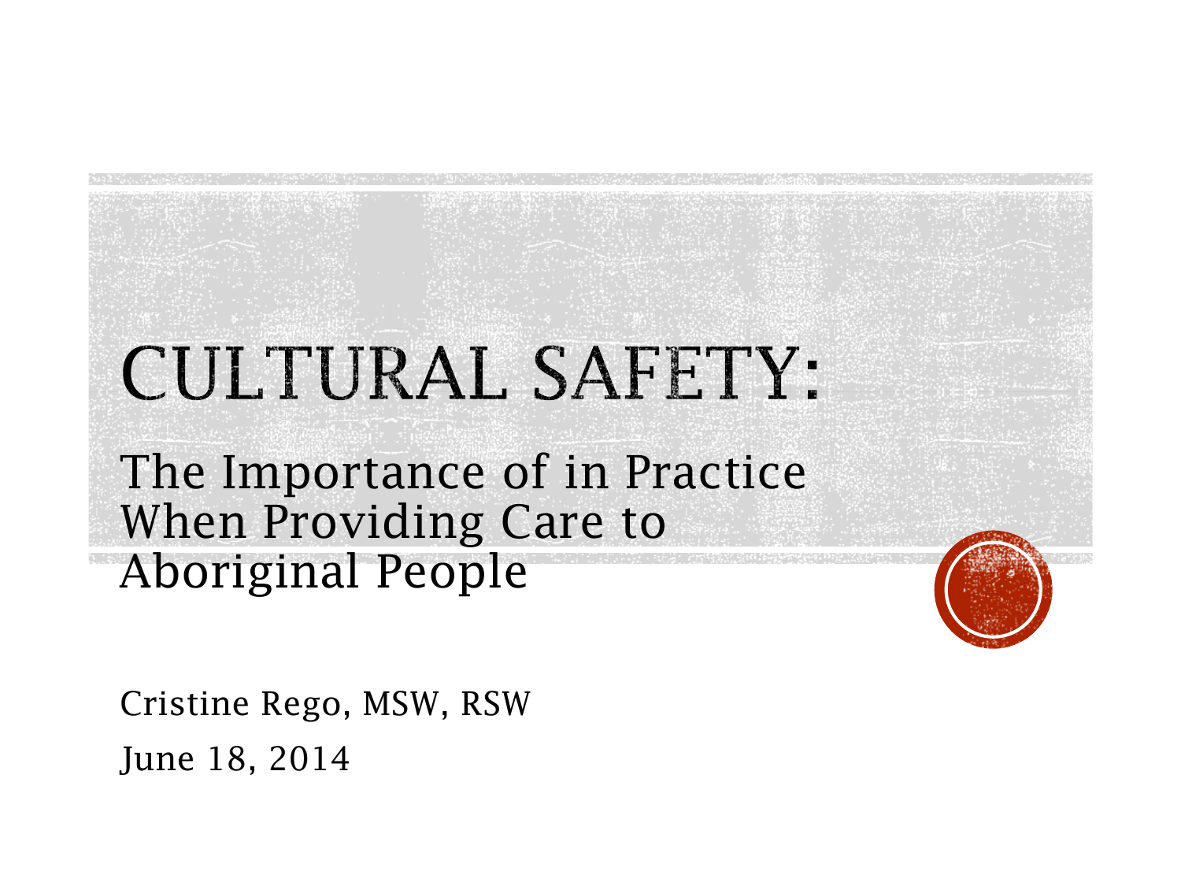# CULTURAL SAFETY:

## The Importance of in Practice When Providing Care to Aboriginal People

Cristine Rego, MSW, RSW

June 18, 2014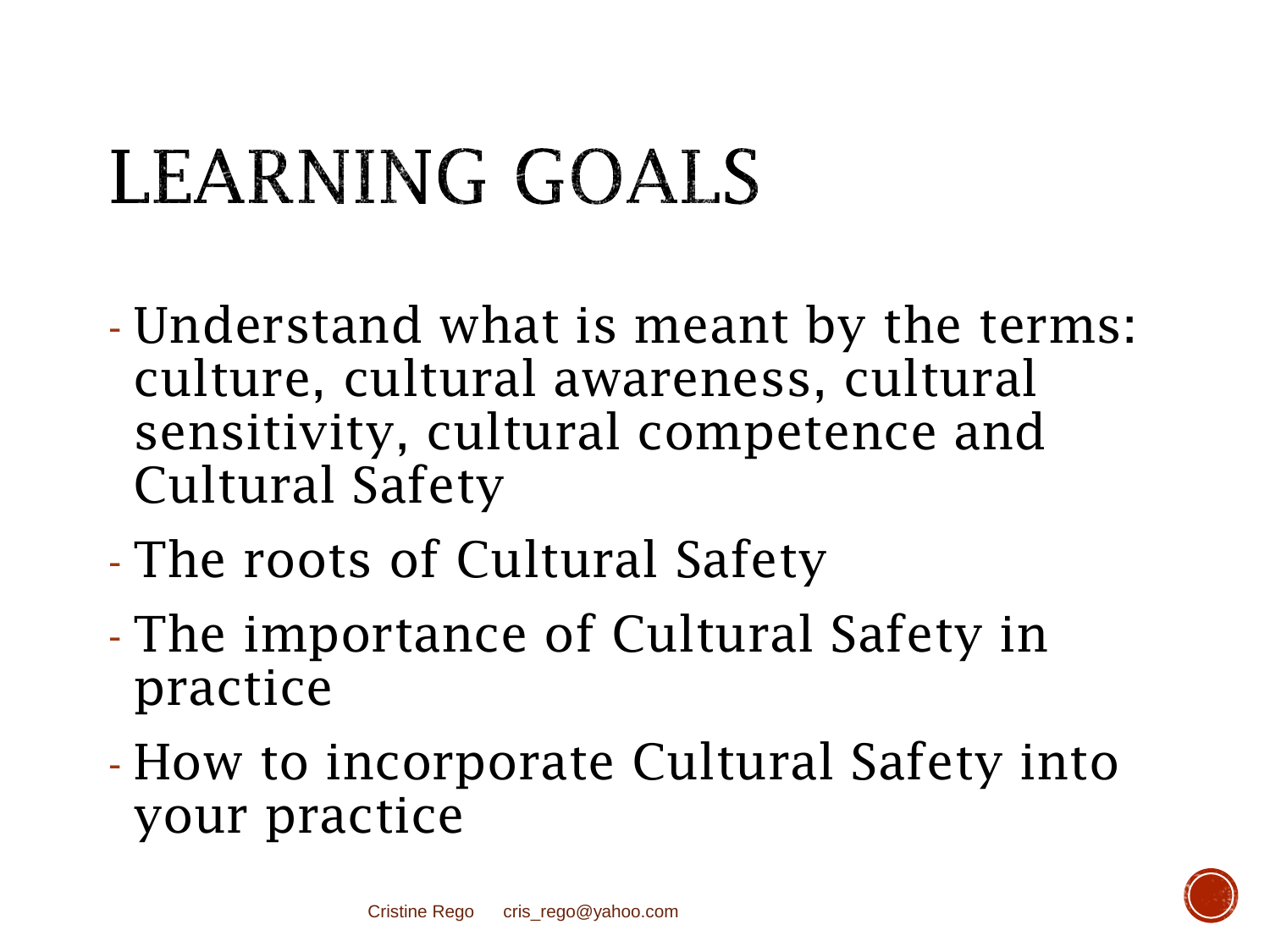# LEARNING GOALS

- Understand what is meant by the terms: culture, cultural awareness, cultural sensitivity, cultural competence and Cultural Safety
- The roots of Cultural Safety
- The importance of Cultural Safety in practice
- How to incorporate Cultural Safety into your practice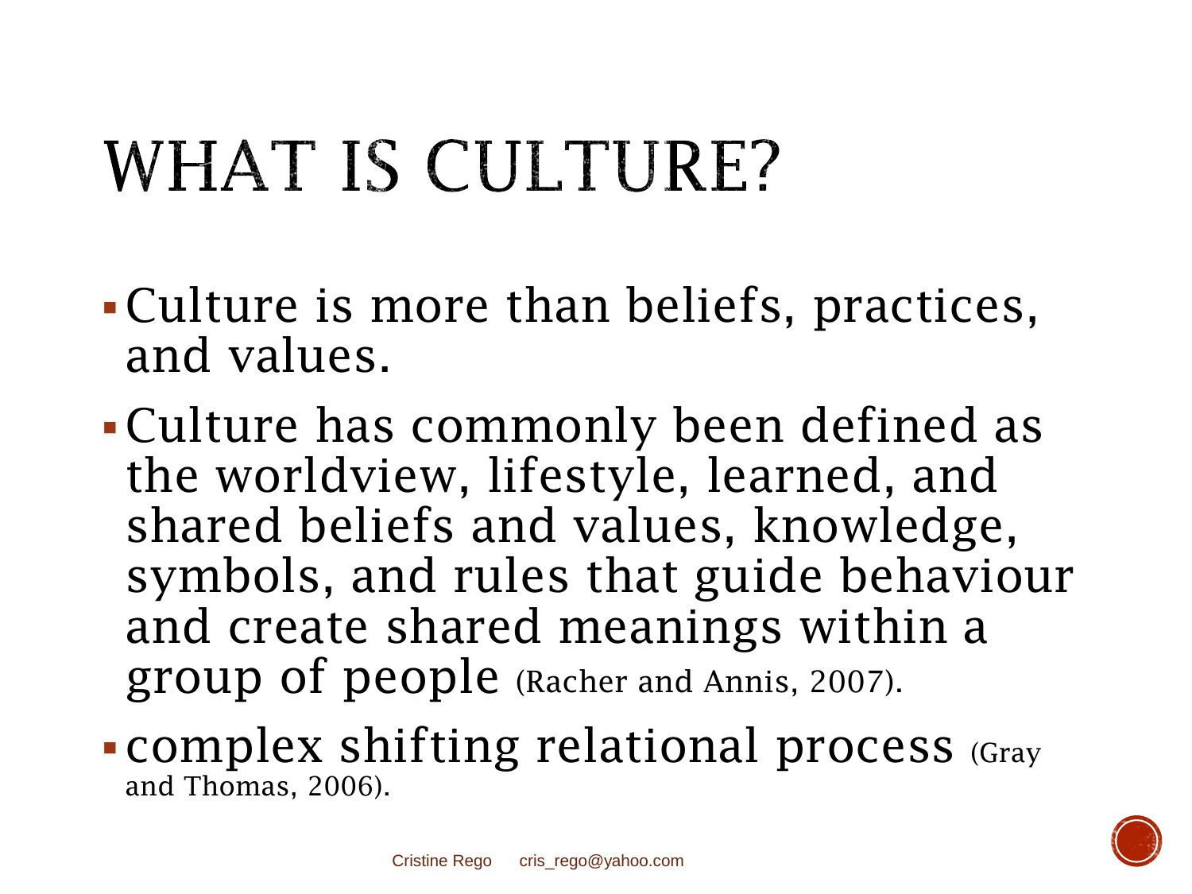# WHAT IS CULTURE?

- Culture is more than beliefs, practices, and values.
- Culture has commonly been defined as the worldview, lifestyle, learned, and shared beliefs and values, knowledge, symbols, and rules that guide behaviour and create shared meanings within a group of people (Racher and Annis, 2007).
- complex shifting relational process (Gray and Thomas, 2006).

Cristine Rego cris_rego@yahoo.com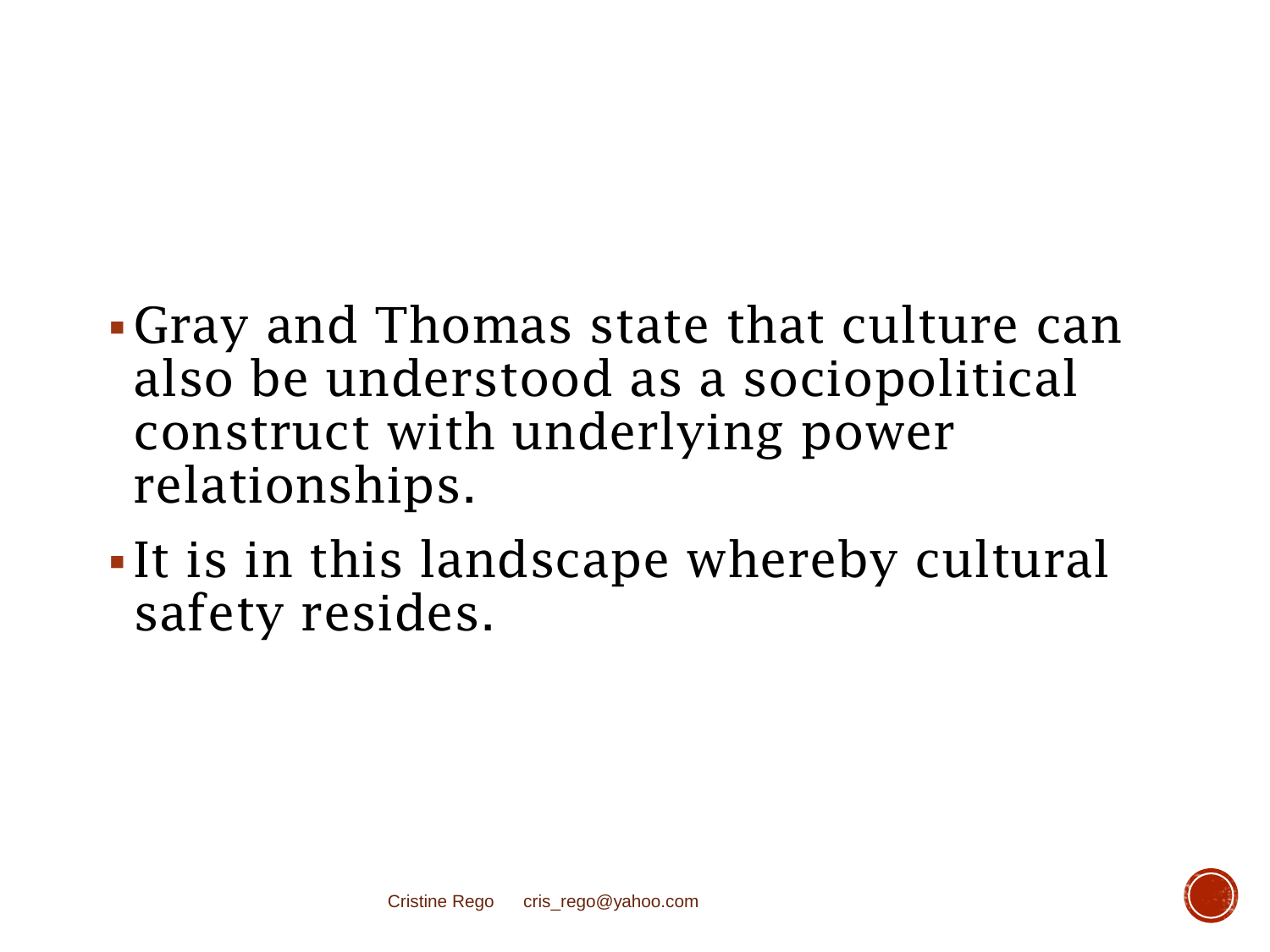- Gray and Thomas state that culture can also be understood as a sociopolitical construct with underlying power relationships.
- It is in this landscape whereby cultural safety resides.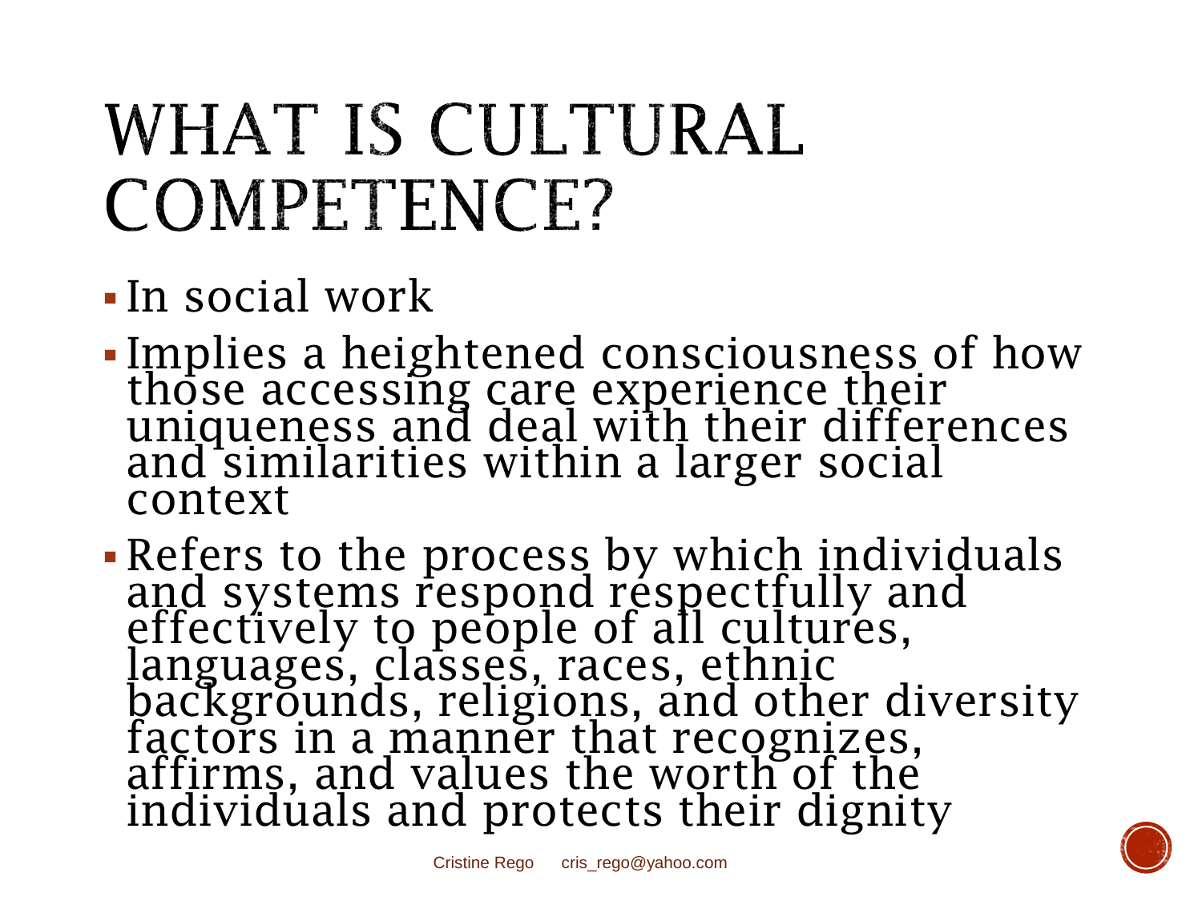# WHAT IS CULTURAL COMPETENCE?

- In social work
- Implies a heightened consciousness of how those accessing care experience their uniqueness and deal with their differences and similarities within a larger social context
- Refers to the process by which individuals and systems respond respectfully and effectively to people of all cultures, languages, classes, races, ethnic backgrounds, religions, and other diversity factors in a manner that recognizes, affirms, and values the worth of the individuals and protects their dignity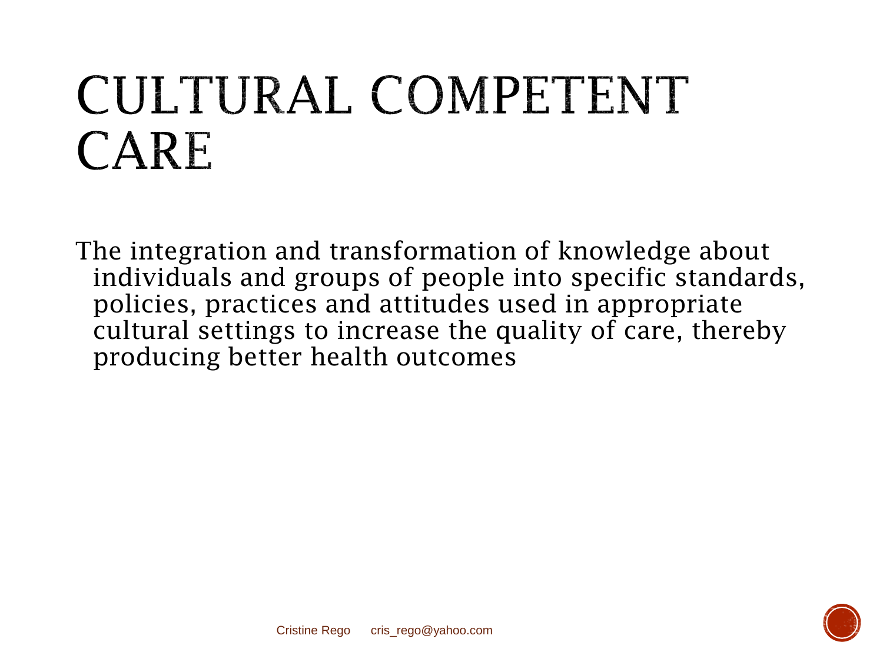# CULTURAL COMPETENT CARE

The integration and transformation of knowledge about individuals and groups of people into specific standards, policies, practices and attitudes used in appropriate cultural settings to increase the quality of care, thereby producing better health outcomes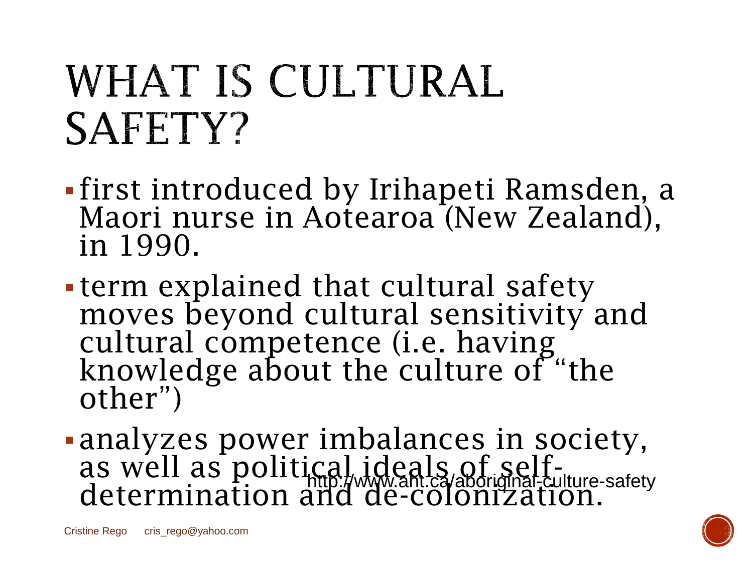# WHAT IS CULTURAL SAFETY?

- first introduced by Irihapeti Ramsden, a Maori nurse in Aotearoa (New Zealand), in 1990.
- term explained that cultural safety moves beyond cultural sensitivity and cultural competence (i.e. having knowledge about the culture of "the other")
- analyzes power imbalances in society, as well as political ideals of self-determination and de-colonization.

http://www.aht.ca/aboriginal-culture-safety

Cristine Rego cris_rego@yahoo.com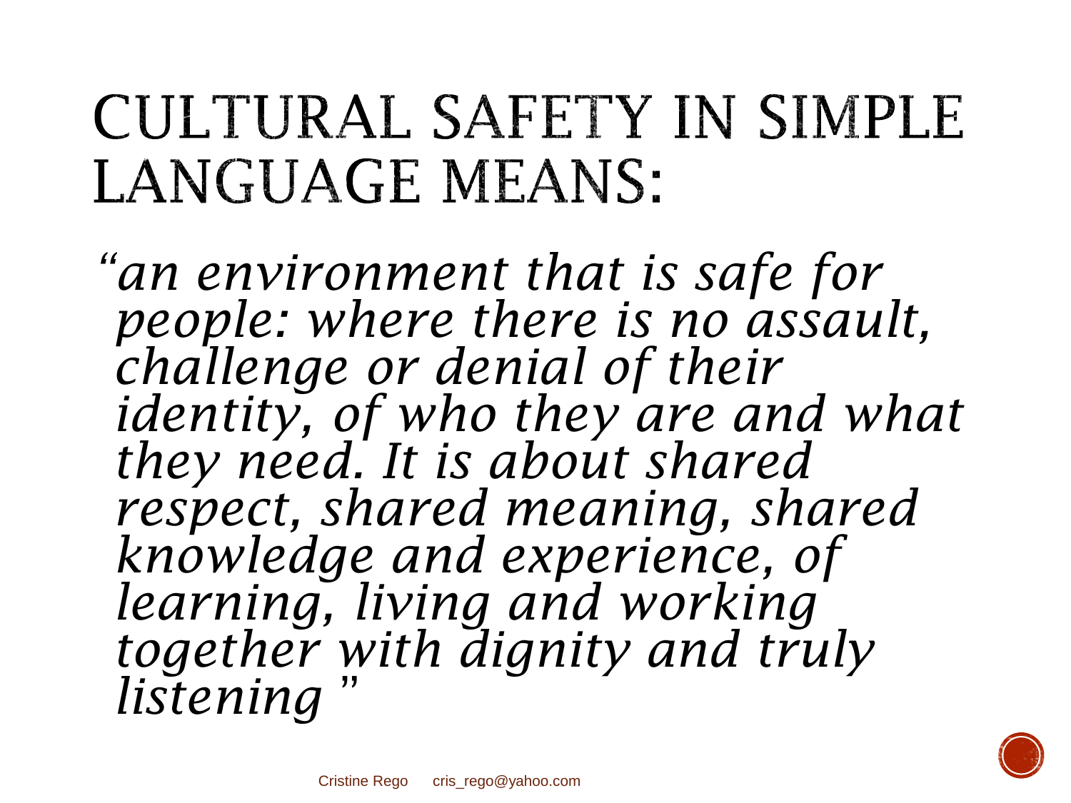# CULTURAL SAFETY IN SIMPLE LANGUAGE MEANS:

*"an environment that is safe for people: where there is no assault, challenge or denial of their identity, of who they are and what they need. It is about shared respect, shared meaning, shared knowledge and experience, of learning, living and working together with dignity and truly listening "*

Cristine Rego cris_rego@yahoo.com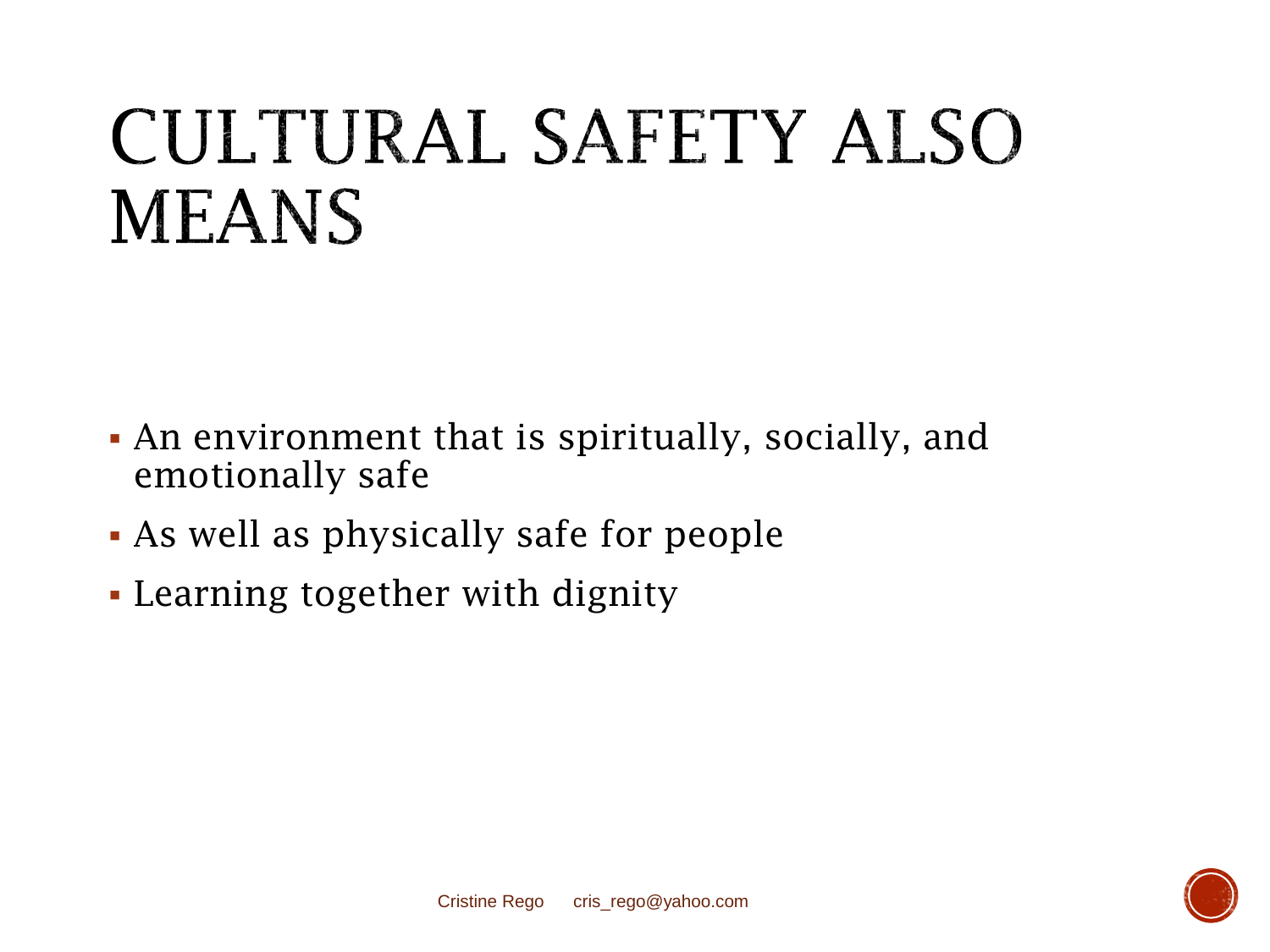# CULTURAL SAFETY ALSO MEANS

- An environment that is spiritually, socially, and emotionally safe
- As well as physically safe for people
- Learning together with dignity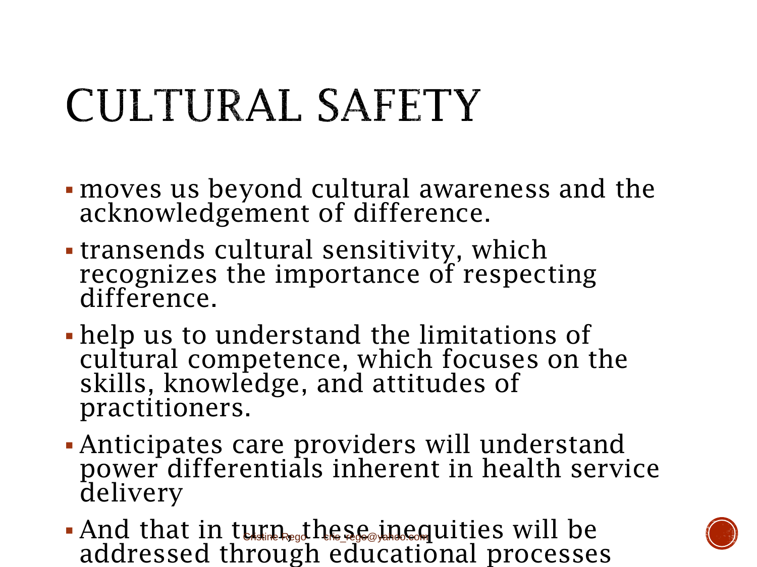# CULTURAL SAFETY

- moves us beyond cultural awareness and the acknowledgement of difference.
- transends cultural sensitivity, which recognizes the importance of respecting difference.
- help us to understand the limitations of cultural competence, which focuses on the skills, knowledge, and attitudes of practitioners.
- Anticipates care providers will understand power differentials inherent in health service delivery
- And that in turn, these inequities will be addressed through educational processes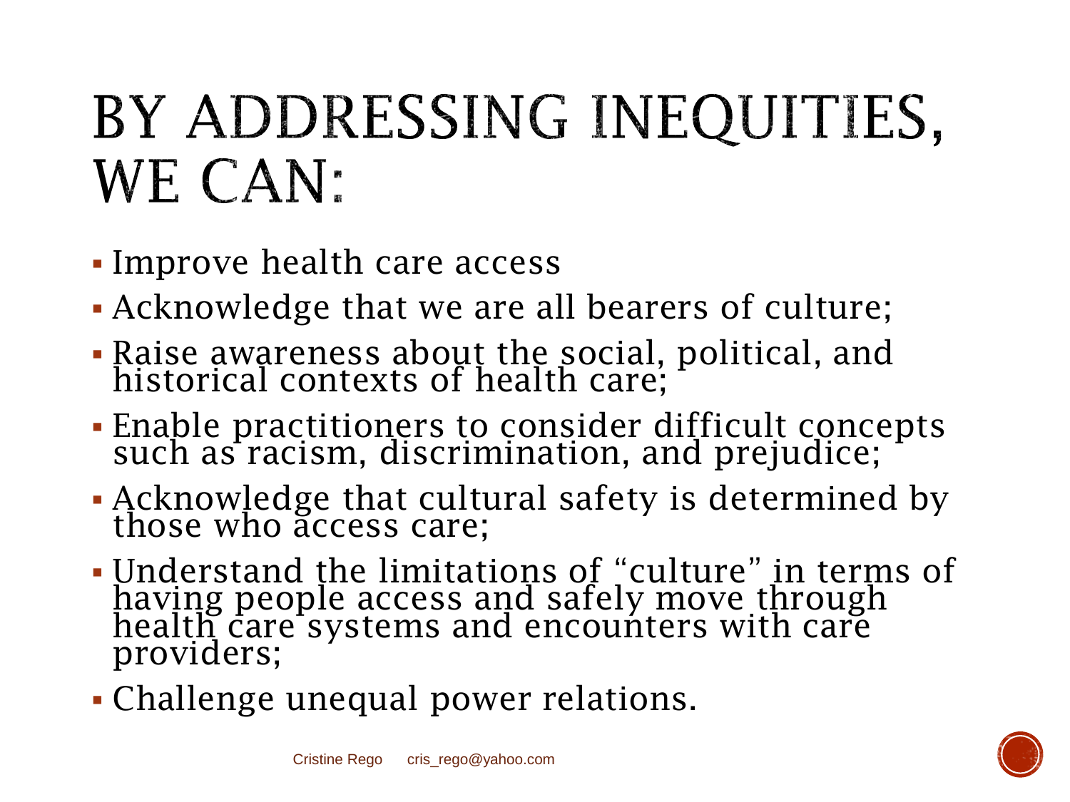# BY ADDRESSING INEQUITIES, WE CAN:

- Improve health care access
- Acknowledge that we are all bearers of culture;
- Raise awareness about the social, political, and historical contexts of health care;
- Enable practitioners to consider difficult concepts such as racism, discrimination, and prejudice;
- Acknowledge that cultural safety is determined by those who access care;
- Understand the limitations of "culture" in terms of having people access and safely move through health care systems and encounters with care providers;
- Challenge unequal power relations.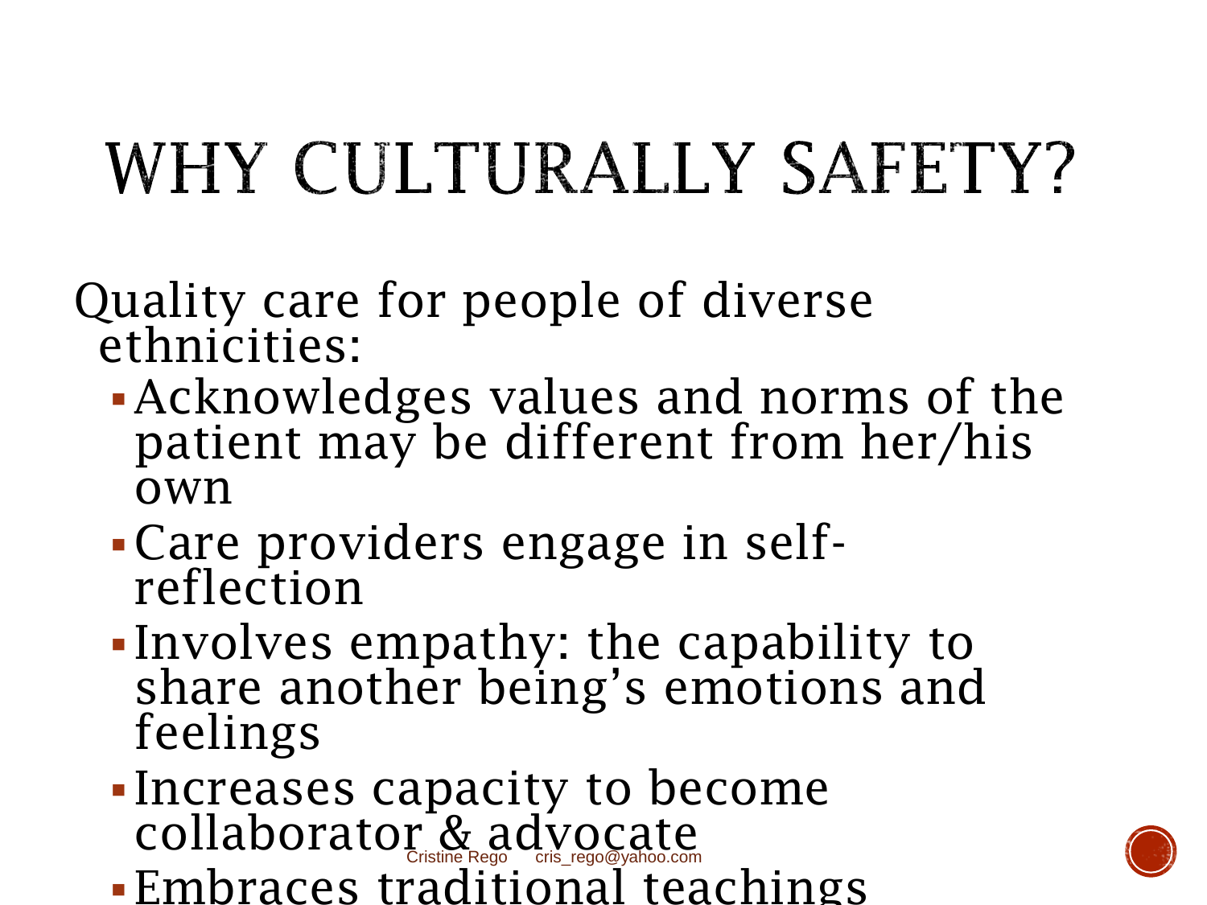# WHY CULTURALLY SAFETY?

Quality care for people of diverse ethnicities:

- Acknowledges values and norms of the patient may be different from her/his own
- Care providers engage in self-reflection
- Involves empathy: the capability to share another being's emotions and feelings
- Increases capacity to become collaborator & advocate
- Embraces traditional teachings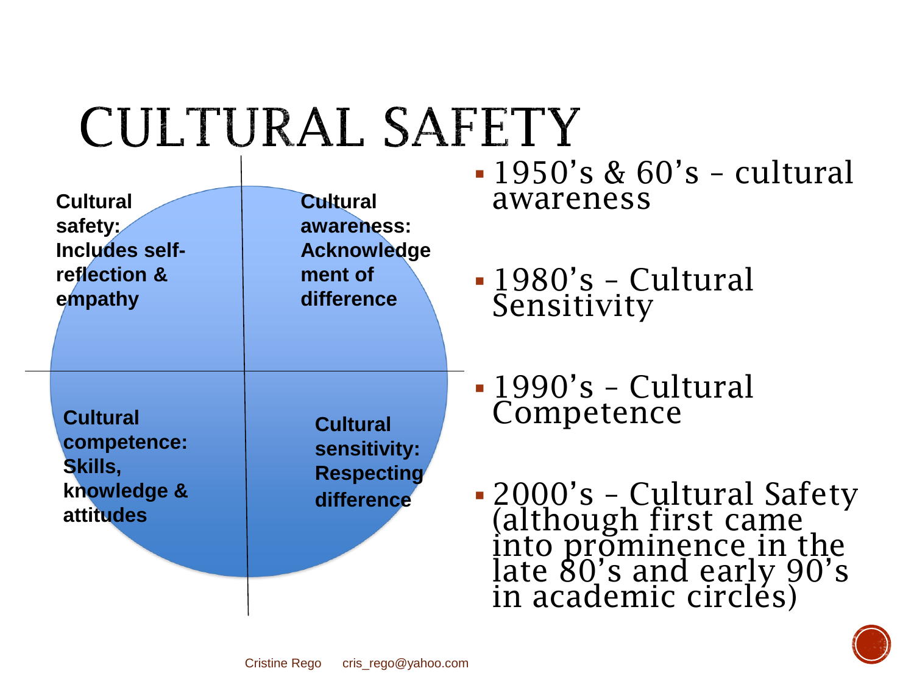# CULTURAL SAFETY

**Cultural safety: Includes self-reflection & empathy**

**Cultural awareness: Acknowledgement of difference**

**Cultural competence: Skills, knowledge & attitudes**

**Cultural sensitivity: Respecting difference**

- 1950's & 60's – cultural awareness
- 1980's – Cultural Sensitivity
- 1990's – Cultural Competence
- 2000's – Cultural Safety (although first came into prominence in the late 80's and early 90's in academic circles)

Cristine Rego cris_rego@yahoo.com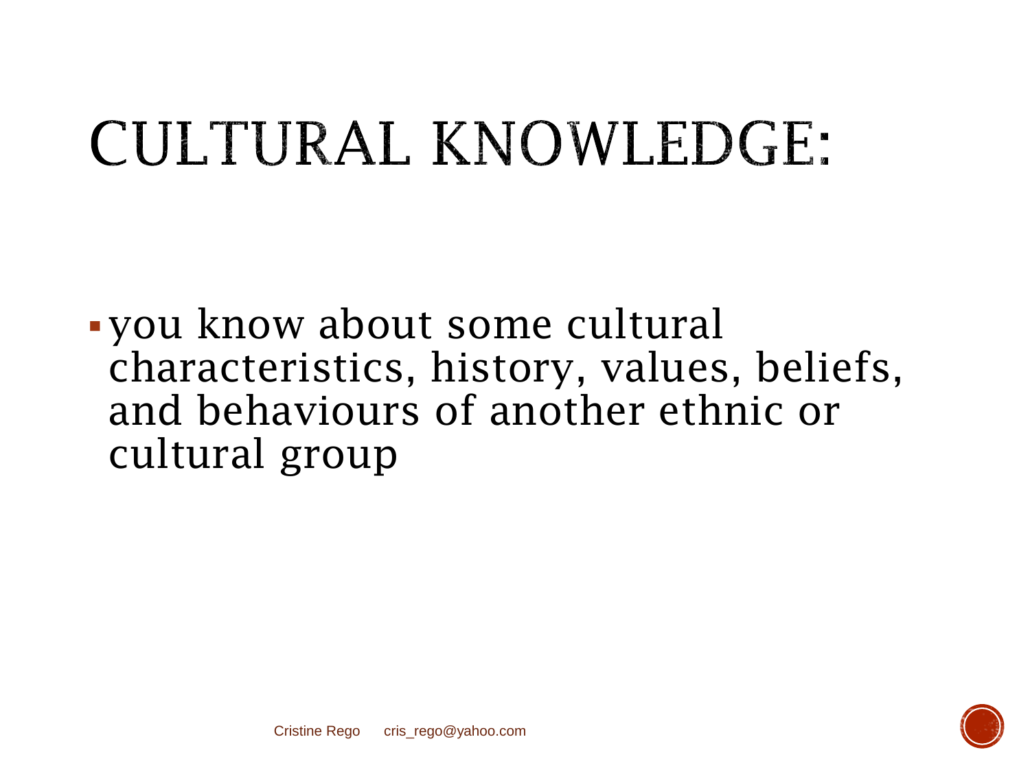# CULTURAL KNOWLEDGE:

- you know about some cultural characteristics, history, values, beliefs, and behaviours of another ethnic or cultural group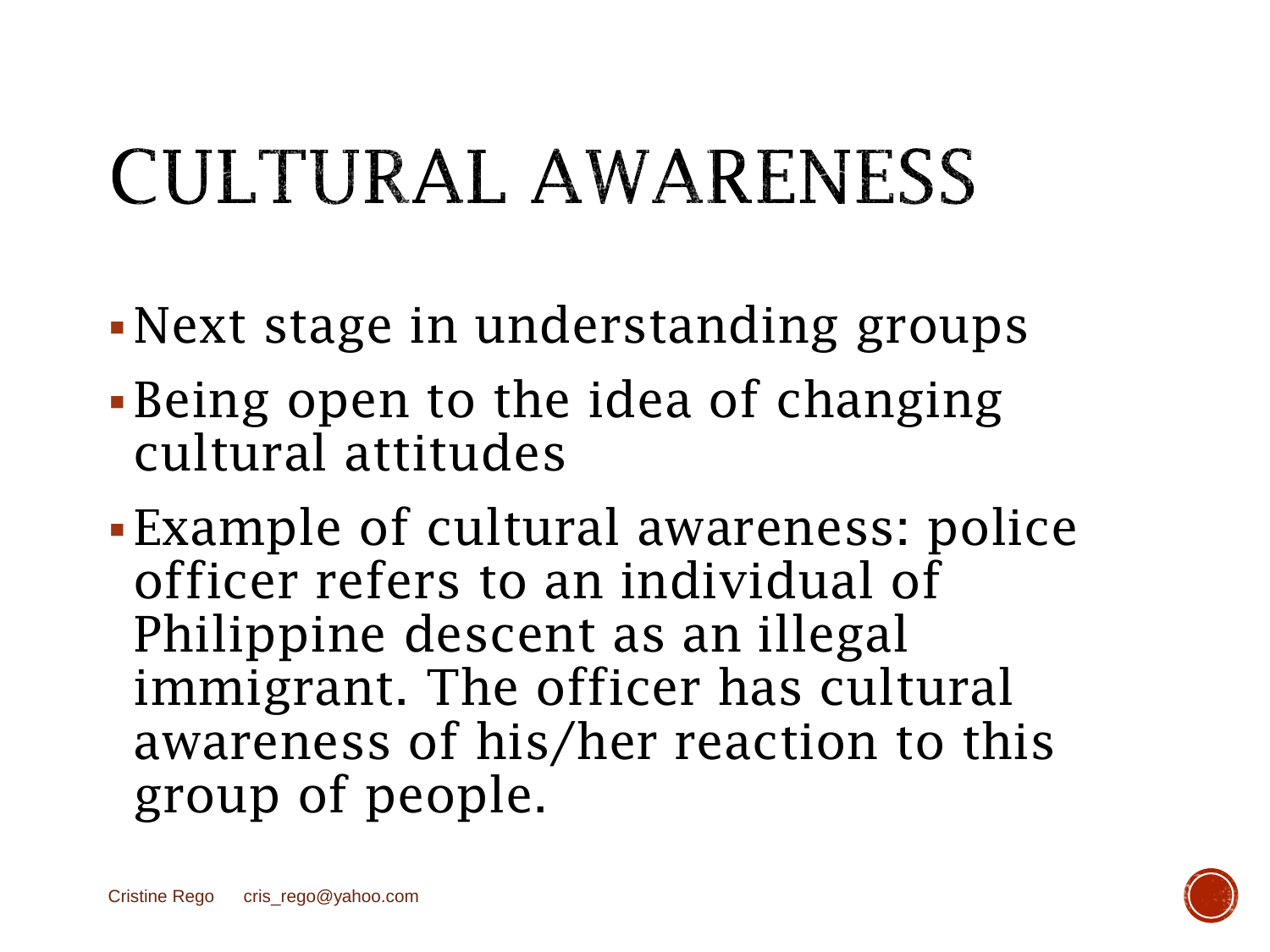# CULTURAL AWARENESS

- Next stage in understanding groups
- Being open to the idea of changing cultural attitudes
- Example of cultural awareness: police officer refers to an individual of Philippine descent as an illegal immigrant. The officer has cultural awareness of his/her reaction to this group of people.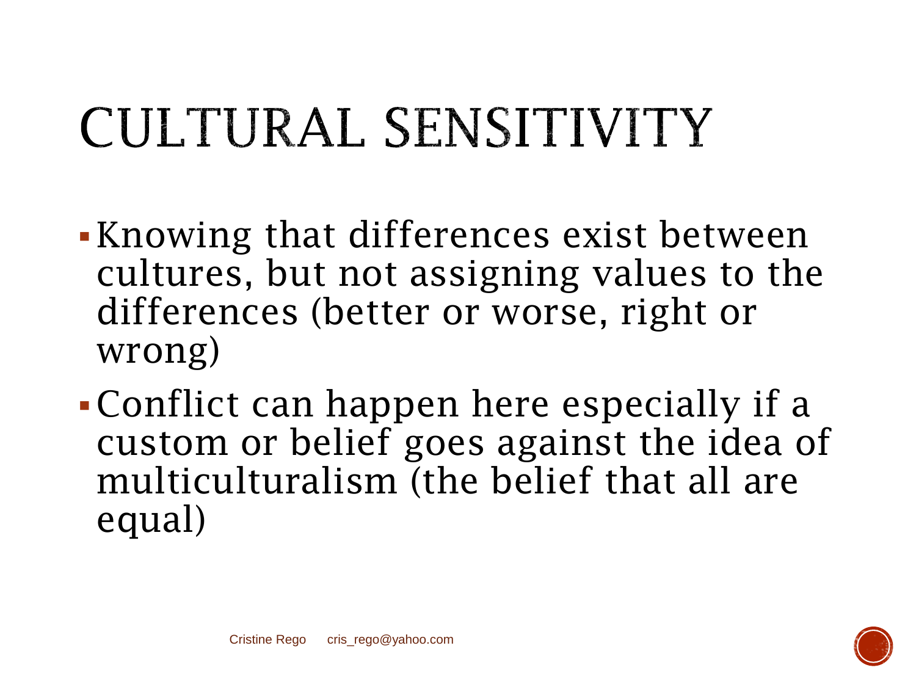# CULTURAL SENSITIVITY

- Knowing that differences exist between cultures, but not assigning values to the differences (better or worse, right or wrong)
- Conflict can happen here especially if a custom or belief goes against the idea of multiculturalism (the belief that all are equal)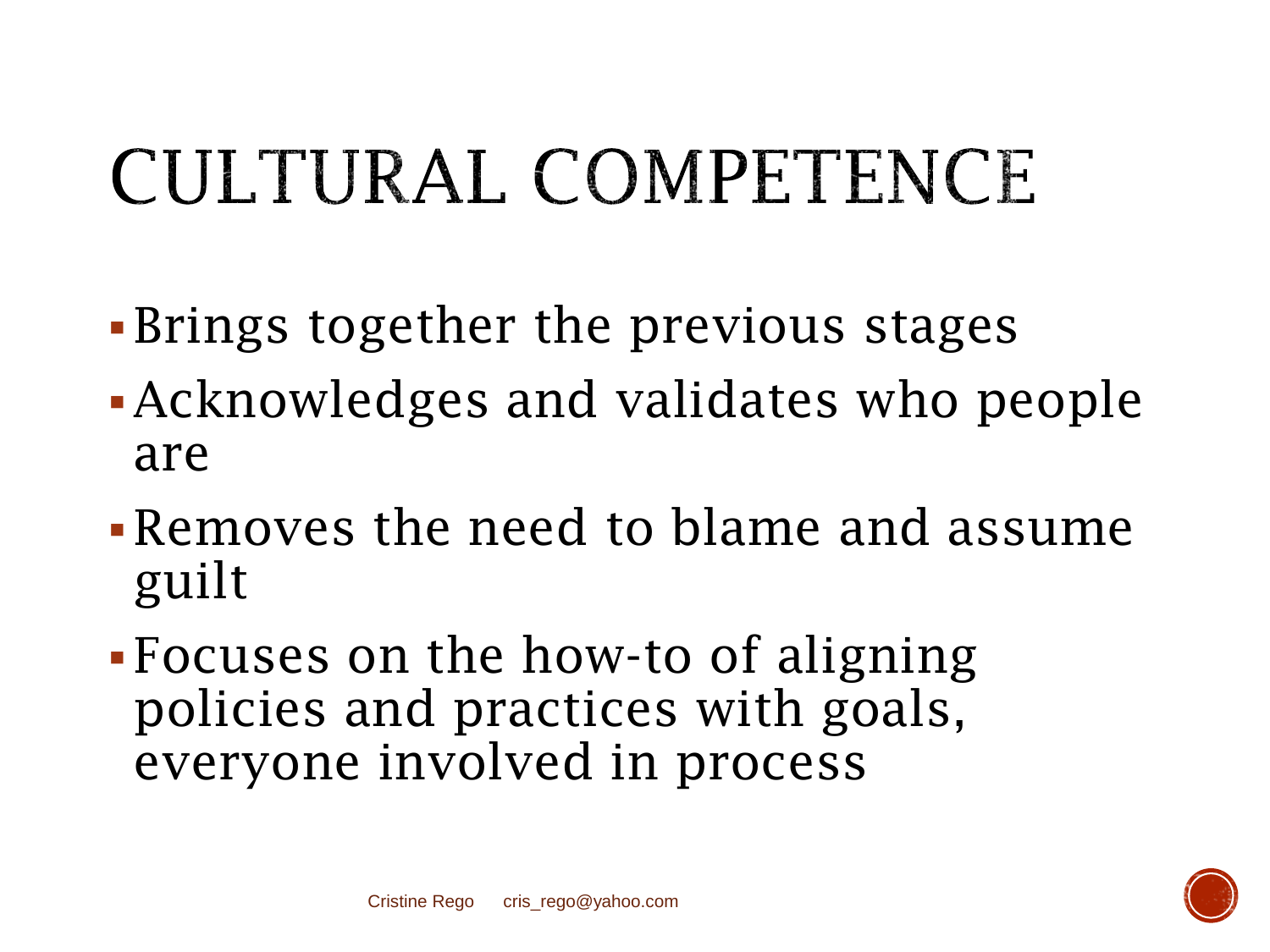# CULTURAL COMPETENCE

- Brings together the previous stages
- Acknowledges and validates who people are
- Removes the need to blame and assume guilt
- Focuses on the how-to of aligning policies and practices with goals, everyone involved in process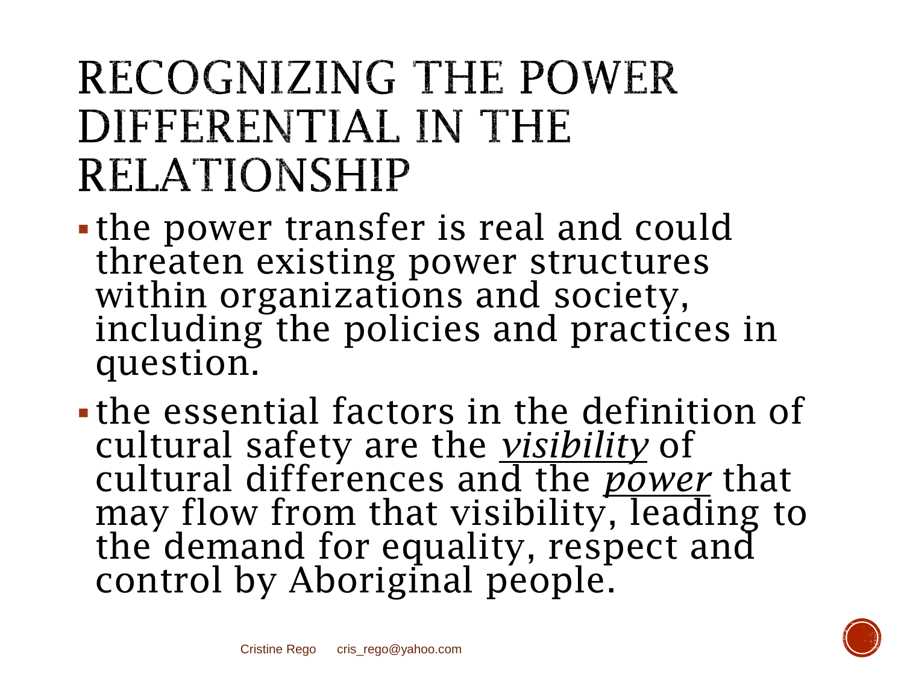# RECOGNIZING THE POWER DIFFERENTIAL IN THE RELATIONSHIP

- the power transfer is real and could threaten existing power structures within organizations and society, including the policies and practices in question.
- the essential factors in the definition of cultural safety are the ***visibility*** of cultural differences and the ***power*** that may flow from that visibility, leading to the demand for equality, respect and control by Aboriginal people.

Cristine Rego cris_rego@yahoo.com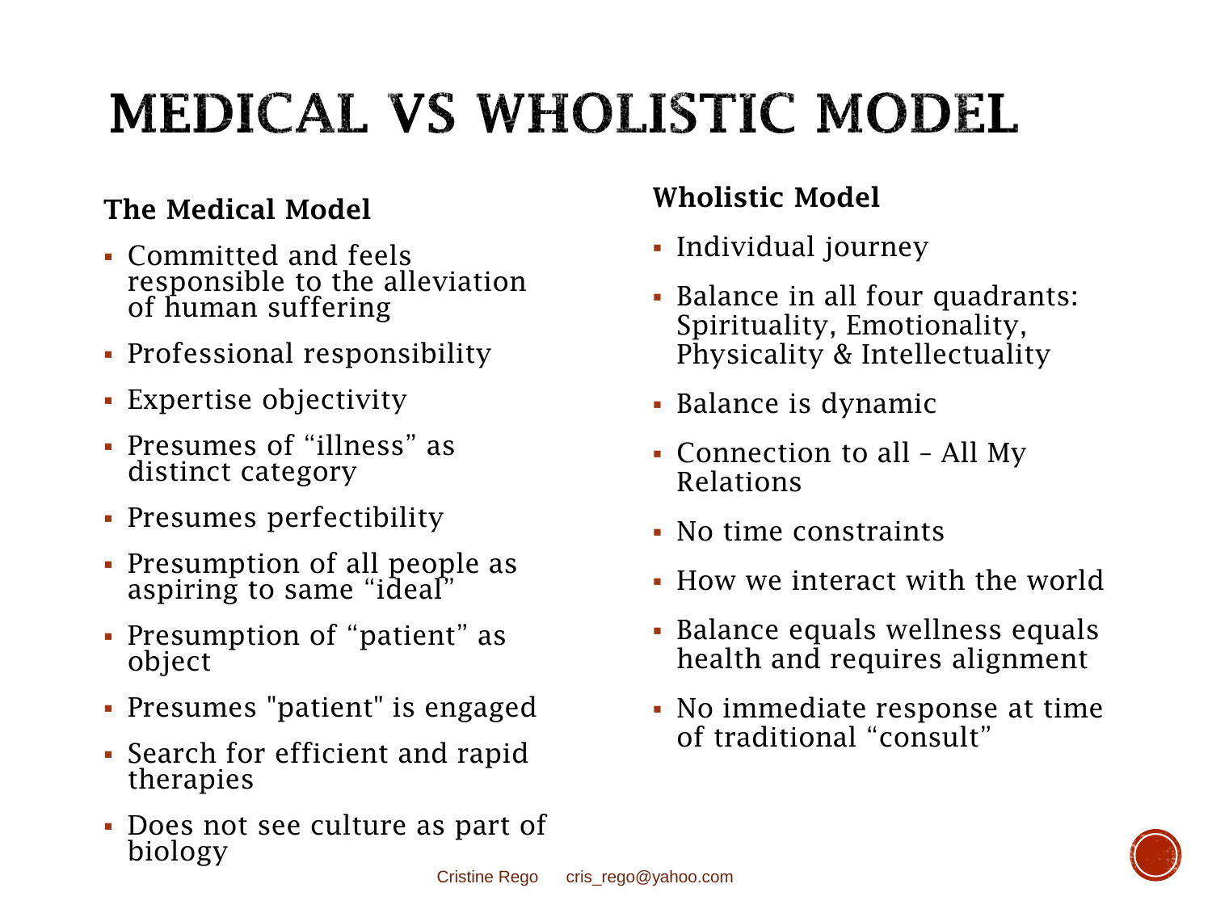# MEDICAL VS WHOLISTIC MODEL

**The Medical Model**

- Committed and feels responsible to the alleviation of human suffering
- Professional responsibility
- Expertise objectivity
- Presumes of "illness" as distinct category
- Presumes perfectibility
- Presumption of all people as aspiring to same "ideal"
- Presumption of "patient" as object
- Presumes "patient" is engaged
- Search for efficient and rapid therapies
- Does not see culture as part of biology

**Wholistic Model**

- Individual journey
- Balance in all four quadrants: Spirituality, Emotionality, Physicality & Intellectuality
- Balance is dynamic
- Connection to all – All My Relations
- No time constraints
- How we interact with the world
- Balance equals wellness equals health and requires alignment
- No immediate response at time of traditional "consult"

Cristine Rego cris_rego@yahoo.com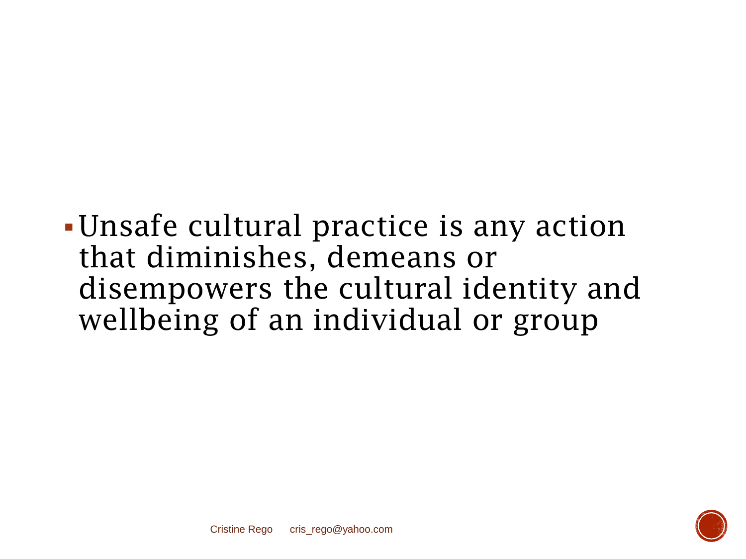- Unsafe cultural practice is any action that diminishes, demeans or disempowers the cultural identity and wellbeing of an individual or group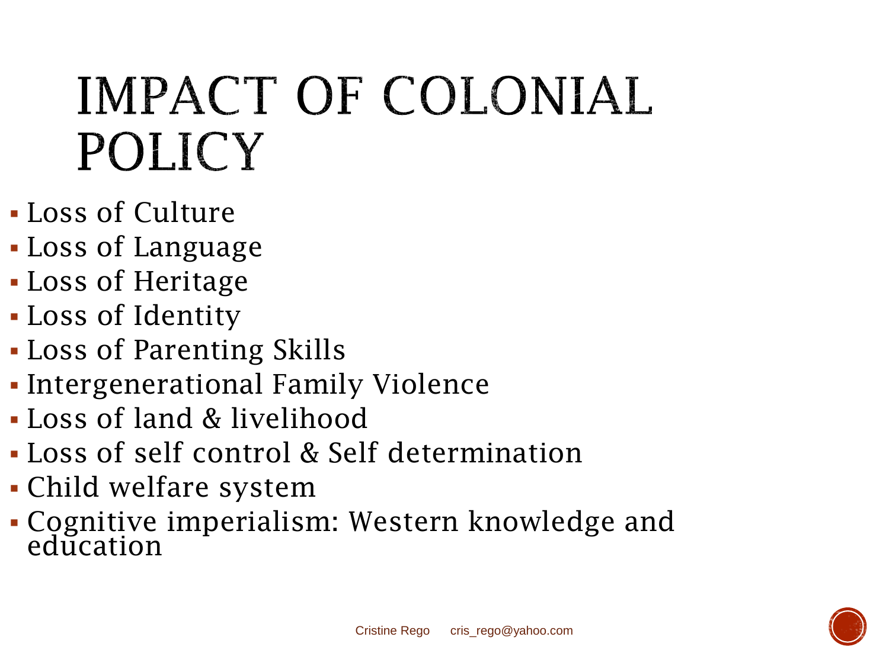# IMPACT OF COLONIAL POLICY

- Loss of Culture
- Loss of Language
- Loss of Heritage
- Loss of Identity
- Loss of Parenting Skills
- Intergenerational Family Violence
- Loss of land & livelihood
- Loss of self control & Self determination
- Child welfare system
- Cognitive imperialism: Western knowledge and education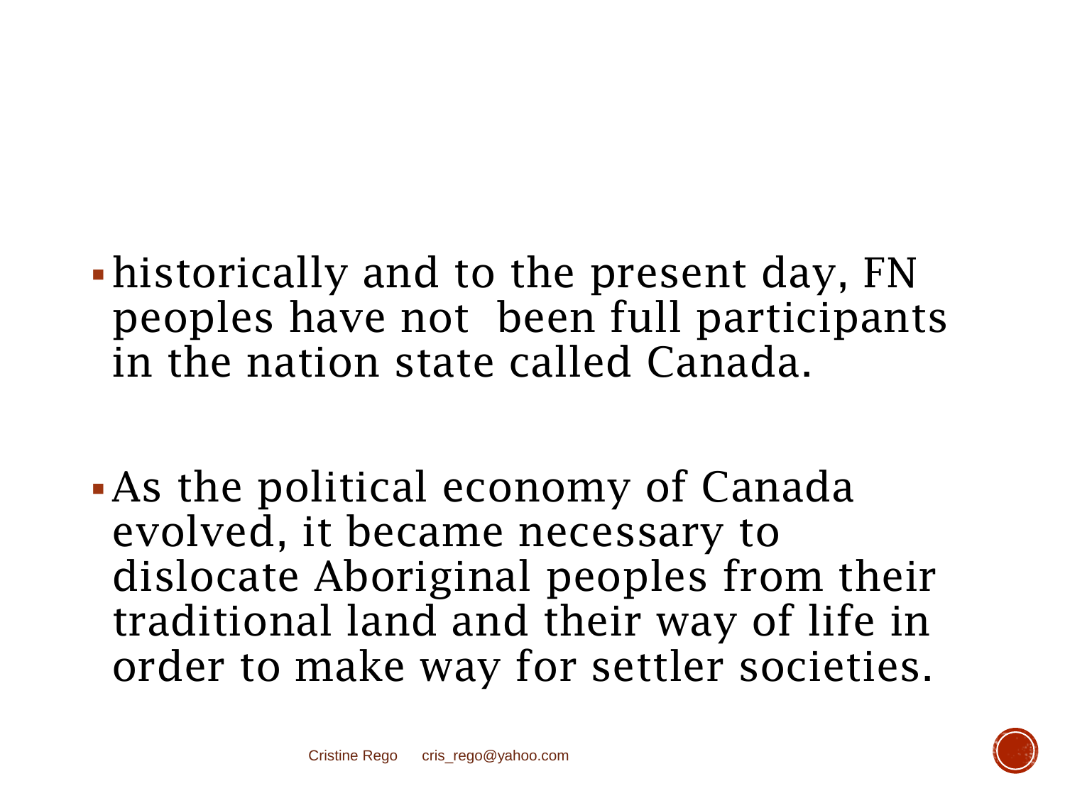- historically and to the present day, FN peoples have not been full participants in the nation state called Canada.

- As the political economy of Canada evolved, it became necessary to dislocate Aboriginal peoples from their traditional land and their way of life in order to make way for settler societies.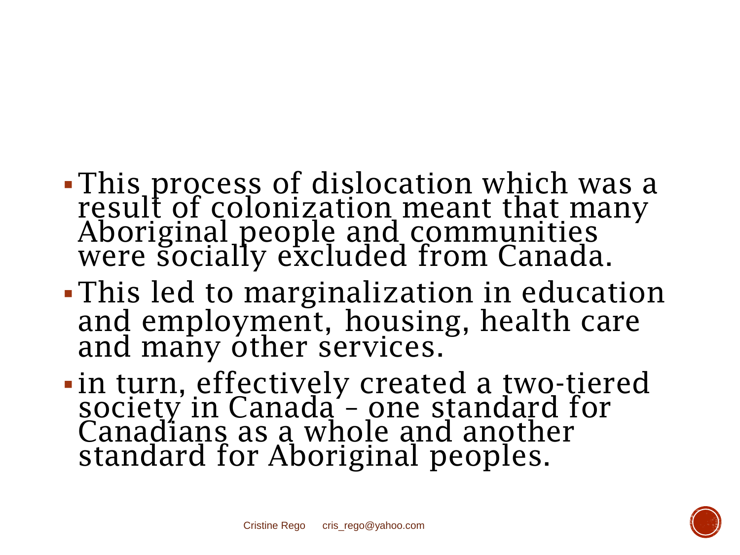- This process of dislocation which was a result of colonization meant that many Aboriginal people and communities were socially excluded from Canada.
- This led to marginalization in education and employment, housing, health care and many other services.
- in turn, effectively created a two-tiered society in Canada – one standard for Canadians as a whole and another standard for Aboriginal peoples.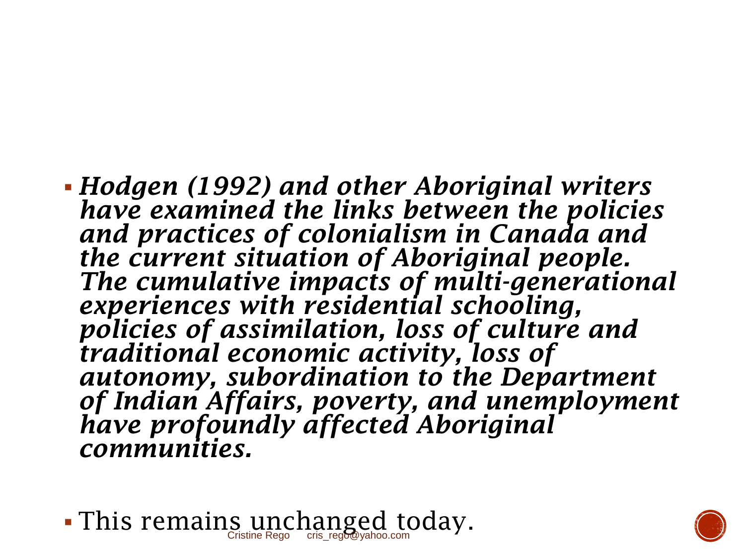- ***Hodgen (1992) and other Aboriginal writers have examined the links between the policies and practices of colonialism in Canada and the current situation of Aboriginal people. The cumulative impacts of multi-generational experiences with residential schooling, policies of assimilation, loss of culture and traditional economic activity, loss of autonomy, subordination to the Department of Indian Affairs, poverty, and unemployment have profoundly affected Aboriginal communities.***

- This remains unchanged today.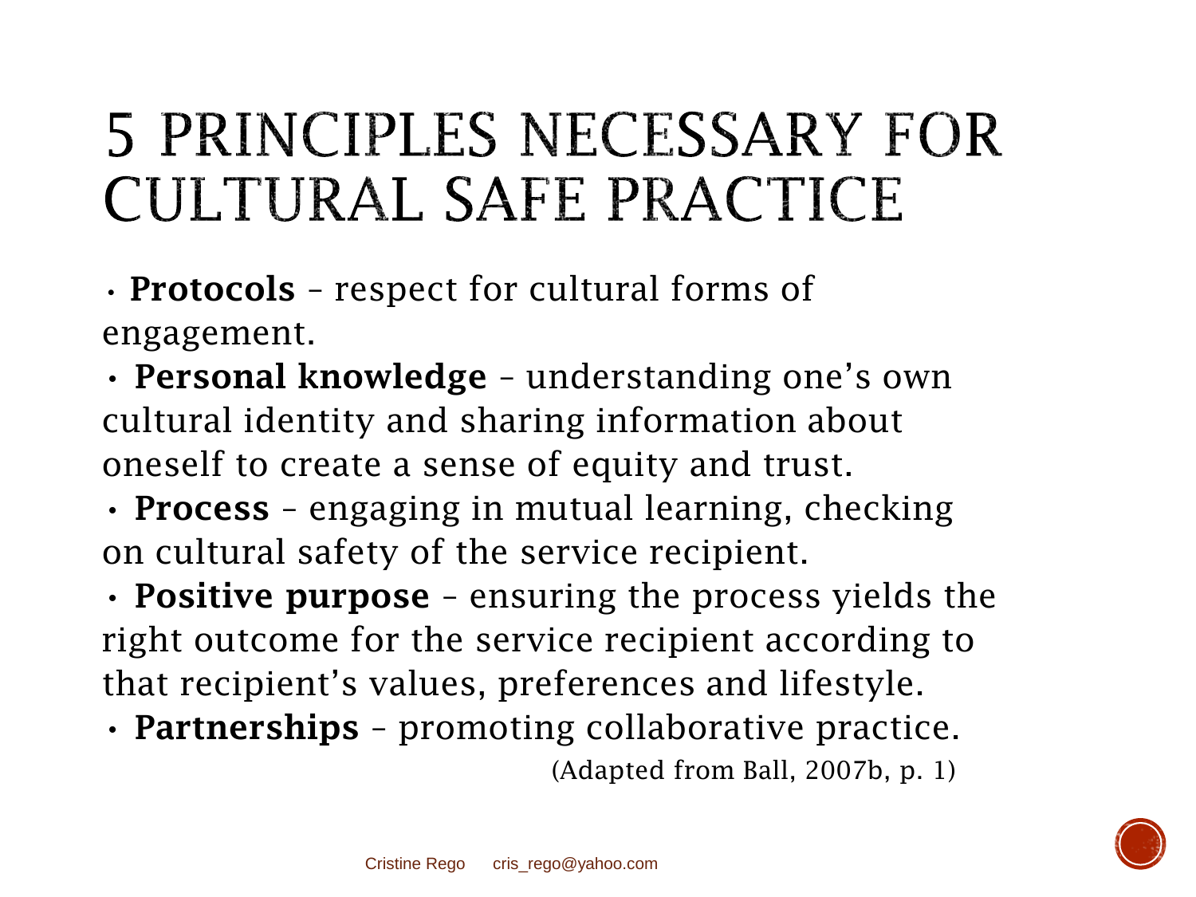# 5 PRINCIPLES NECESSARY FOR CULTURAL SAFE PRACTICE

- **Protocols** – respect for cultural forms of engagement.
- **Personal knowledge** – understanding one's own cultural identity and sharing information about oneself to create a sense of equity and trust.
- **Process** – engaging in mutual learning, checking on cultural safety of the service recipient.
- **Positive purpose** – ensuring the process yields the right outcome for the service recipient according to that recipient's values, preferences and lifestyle.
- **Partnerships** – promoting collaborative practice.

(Adapted from Ball, 2007b, p. 1)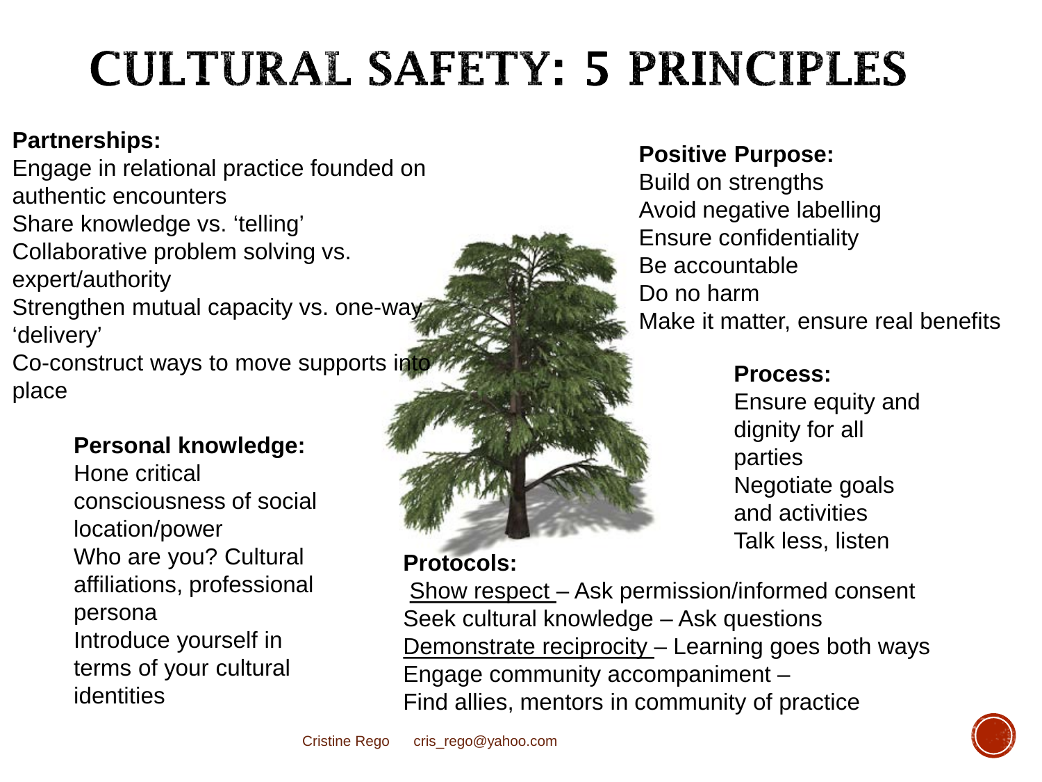# CULTURAL SAFETY: 5 PRINCIPLES

**Partnerships:**
Engage in relational practice founded on authentic encounters
Share knowledge vs. 'telling'
Collaborative problem solving vs. expert/authority
Strengthen mutual capacity vs. one-way 'delivery'
Co-construct ways to move supports into place

**Personal knowledge:**
Hone critical consciousness of social location/power
Who are you? Cultural affiliations, professional persona
Introduce yourself in terms of your cultural identities

**Positive Purpose:**
Build on strengths
Avoid negative labelling
Ensure confidentiality
Be accountable
Do no harm
Make it matter, ensure real benefits

**Process:**
Ensure equity and dignity for all parties
Negotiate goals and activities
Talk less, listen

**Protocols:**
Show respect – Ask permission/informed consent
Seek cultural knowledge – Ask questions
Demonstrate reciprocity – Learning goes both ways
Engage community accompaniment –
Find allies, mentors in community of practice

Cristine Rego cris_rego@yahoo.com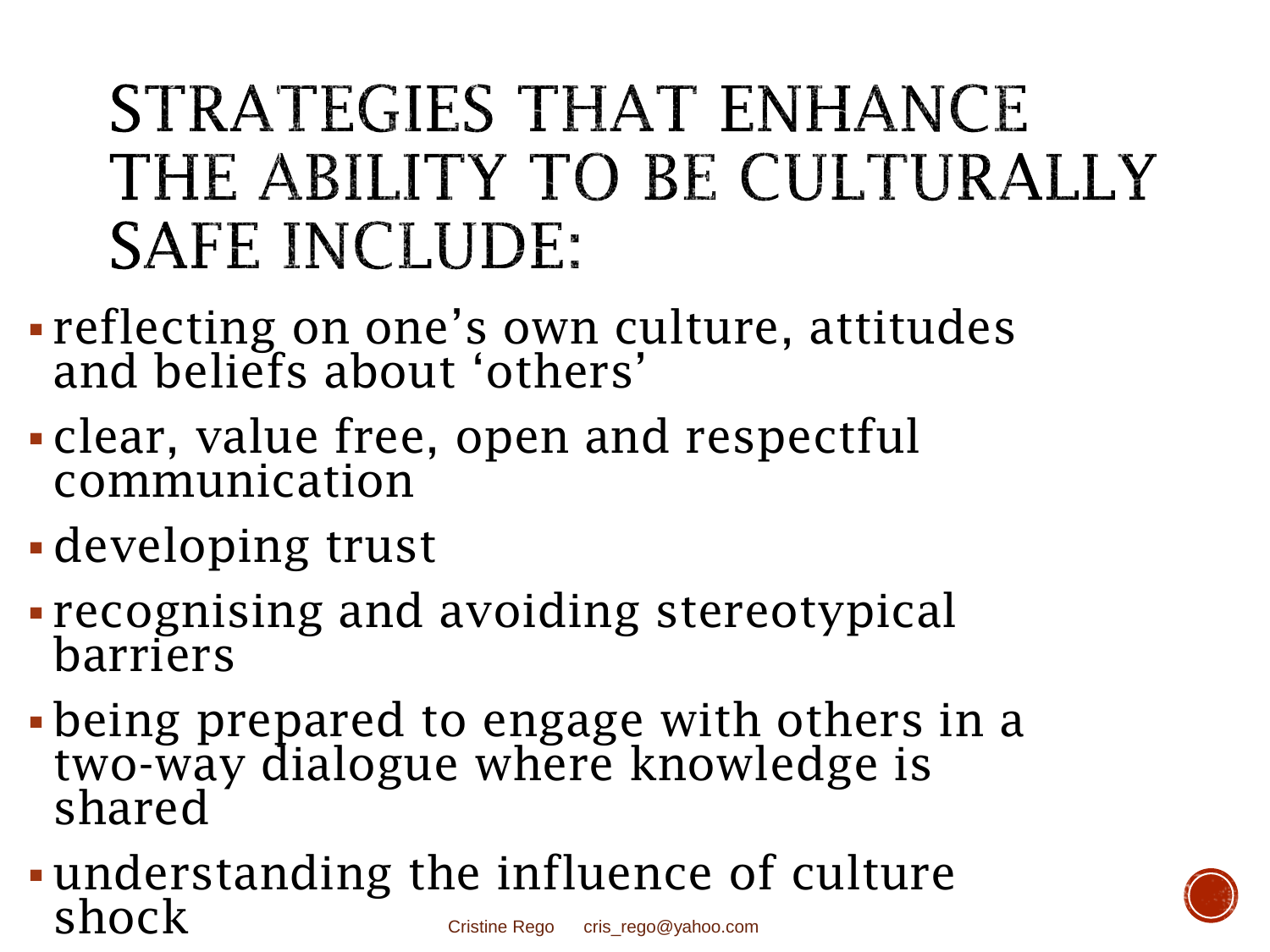# STRATEGIES THAT ENHANCE THE ABILITY TO BE CULTURALLY SAFE INCLUDE:

- reflecting on one's own culture, attitudes and beliefs about 'others'
- clear, value free, open and respectful communication
- developing trust
- recognising and avoiding stereotypical barriers
- being prepared to engage with others in a two-way dialogue where knowledge is shared
- understanding the influence of culture shock

Cristine Rego cris_rego@yahoo.com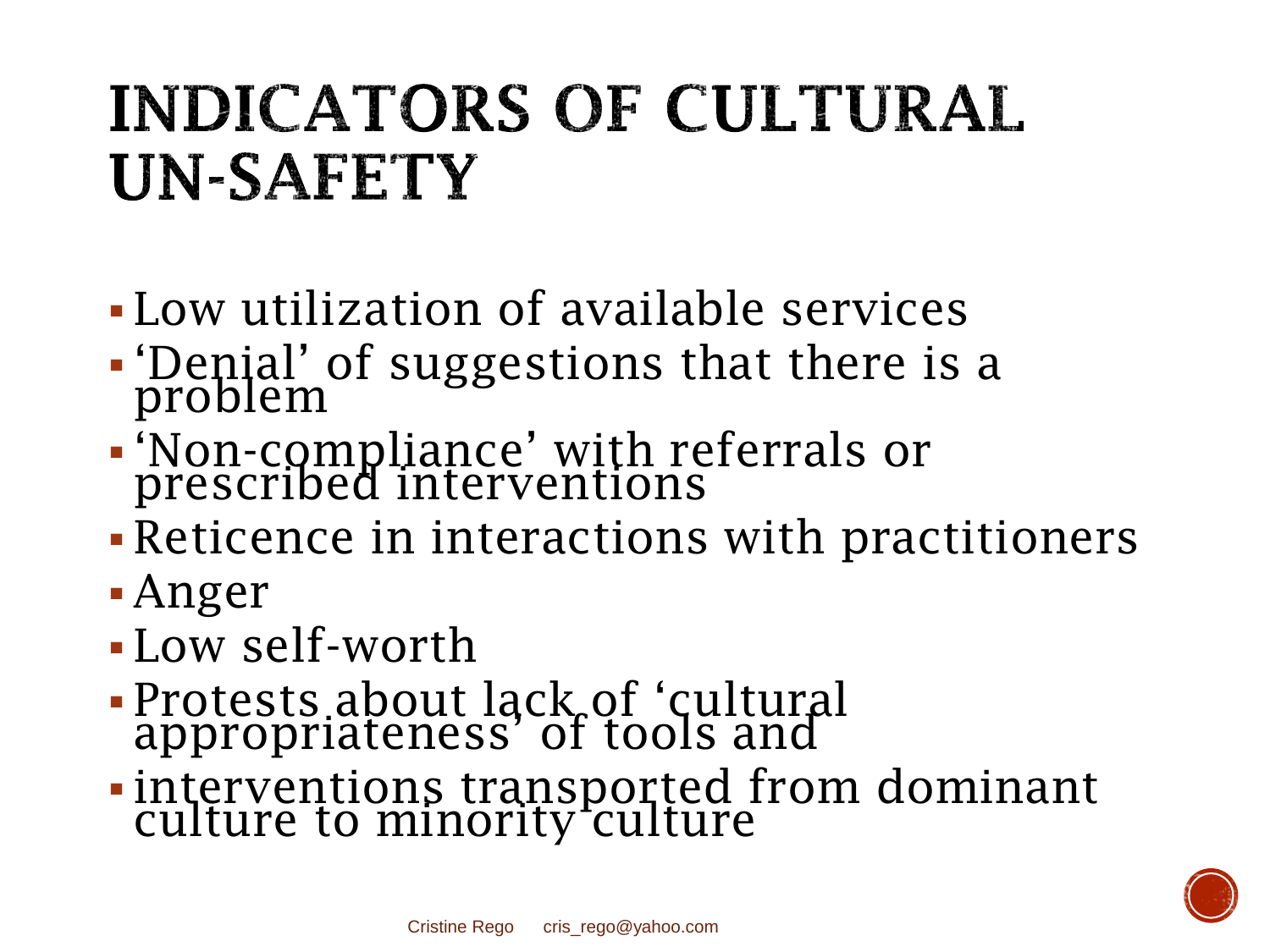# INDICATORS OF CULTURAL UN-SAFETY

- Low utilization of available services
- 'Denial' of suggestions that there is a problem
- 'Non-compliance' with referrals or prescribed interventions
- Reticence in interactions with practitioners
- Anger
- Low self-worth
- Protests about lack of 'cultural appropriateness' of tools and
- interventions transported from dominant culture to minority culture

Cristine Rego cris_rego@yahoo.com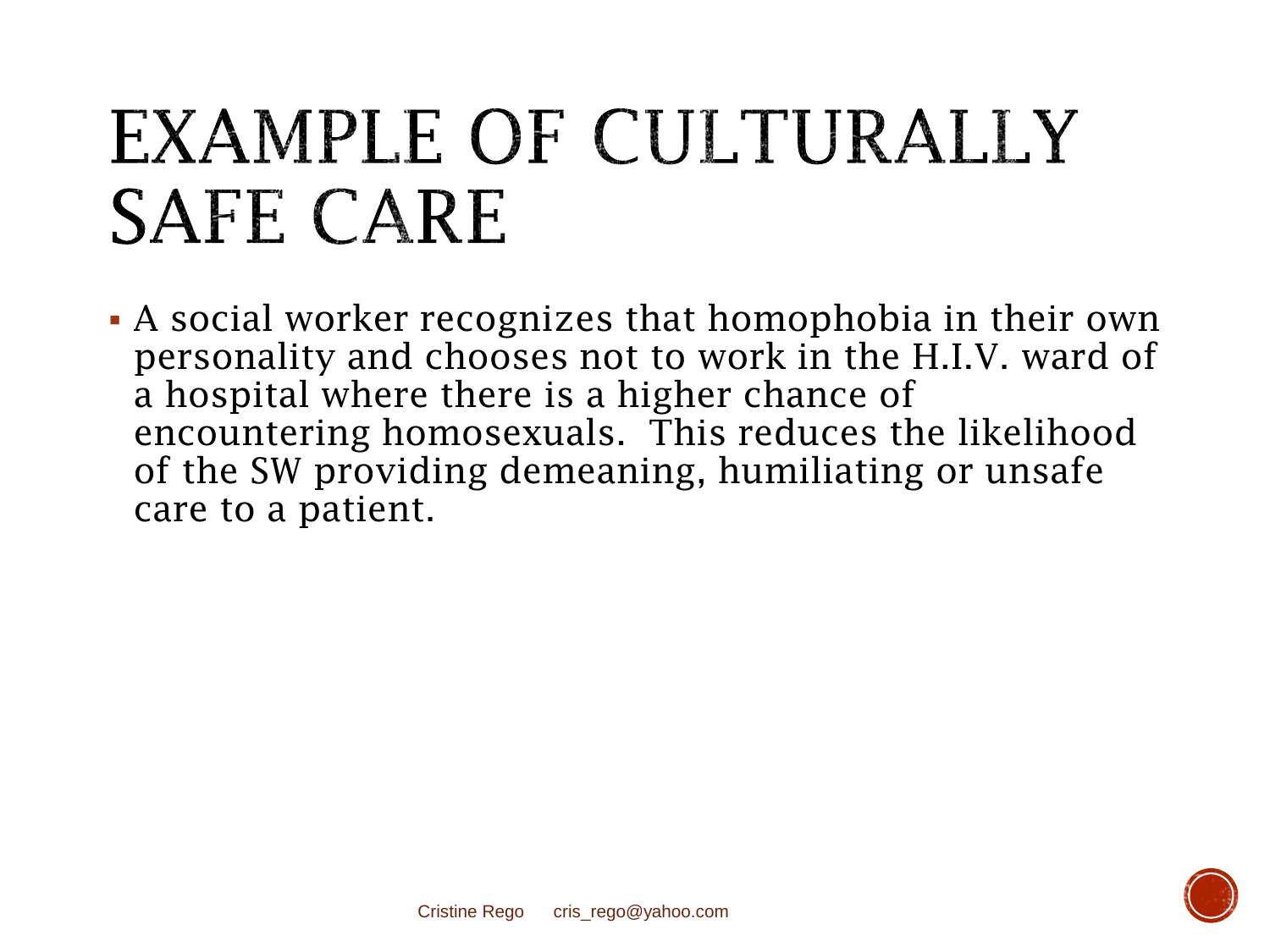# EXAMPLE OF CULTURALLY SAFE CARE

- A social worker recognizes that homophobia in their own personality and chooses not to work in the H.I.V. ward of a hospital where there is a higher chance of encountering homosexuals.  This reduces the likelihood of the SW providing demeaning, humiliating or unsafe care to a patient.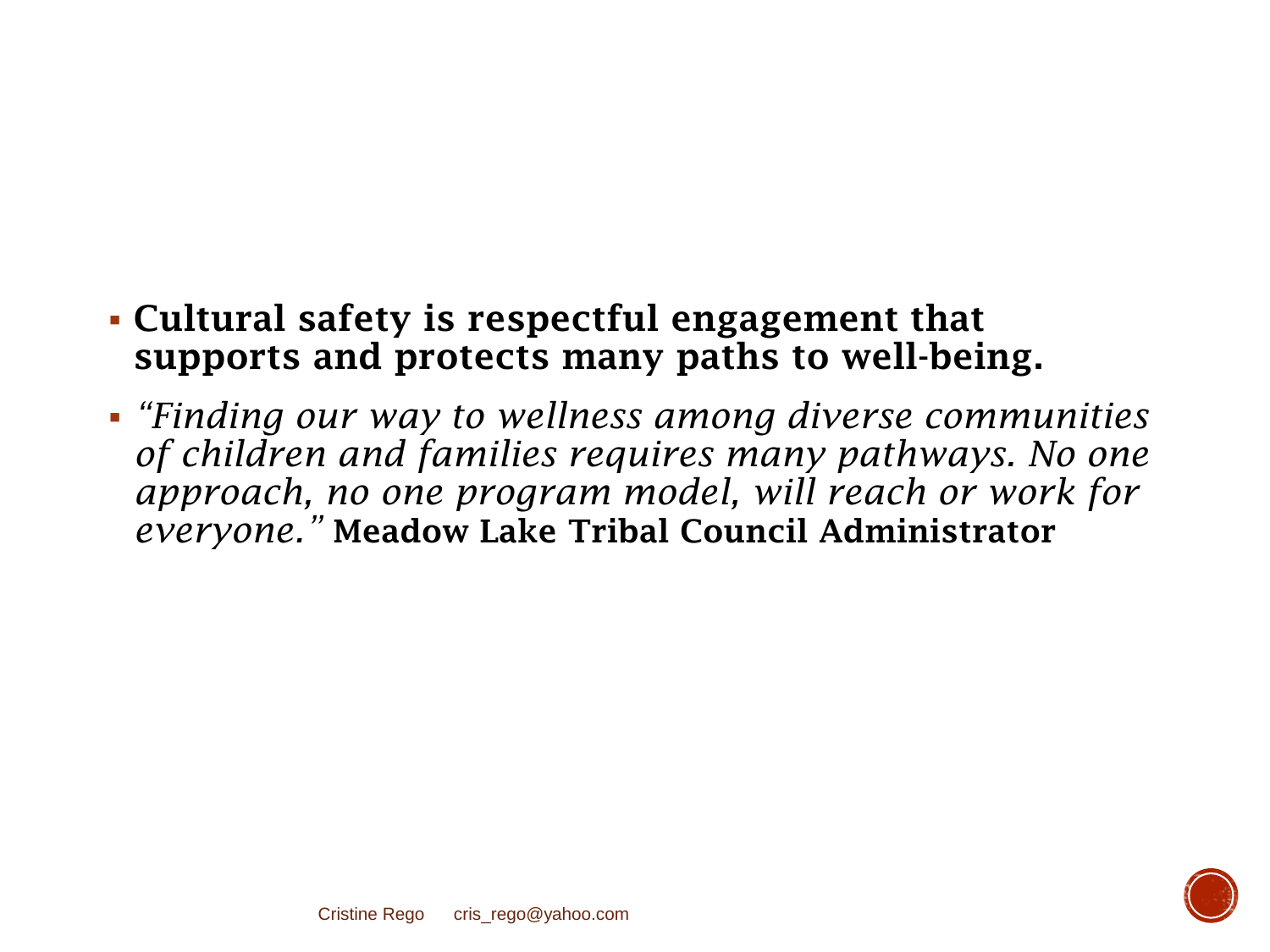- **Cultural safety is respectful engagement that supports and protects many paths to well-being.**
- *"Finding our way to wellness among diverse communities of children and families requires many pathways. No one approach, no one program model, will reach or work for everyone."* **Meadow Lake Tribal Council Administrator**

Cristine Rego cris_rego@yahoo.com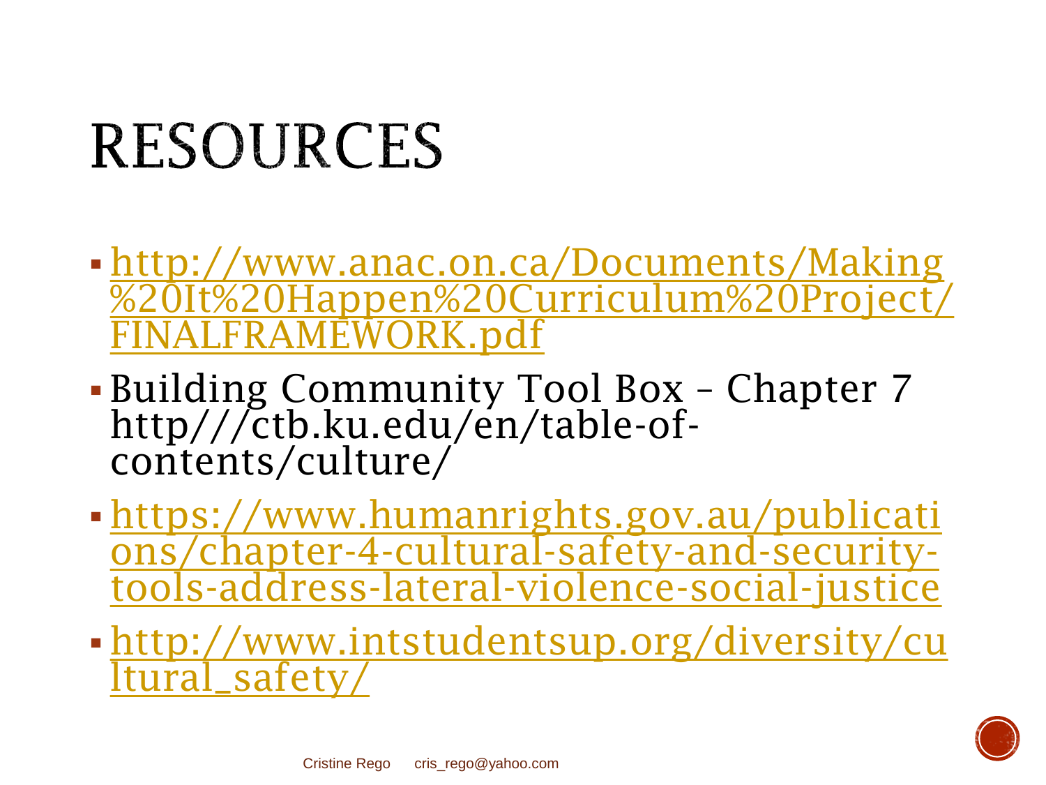# RESOURCES

- http://www.anac.on.ca/Documents/Making%20It%20Happen%20Curriculum%20Project/FINALFRAMEWORK.pdf
- Building Community Tool Box – Chapter 7 http///ctb.ku.edu/en/table-of-contents/culture/
- https://www.humanrights.gov.au/publications/chapter-4-cultural-safety-and-security-tools-address-lateral-violence-social-justice
- http://www.intstudentsup.org/diversity/cultural_safety/

Cristine Rego cris_rego@yahoo.com